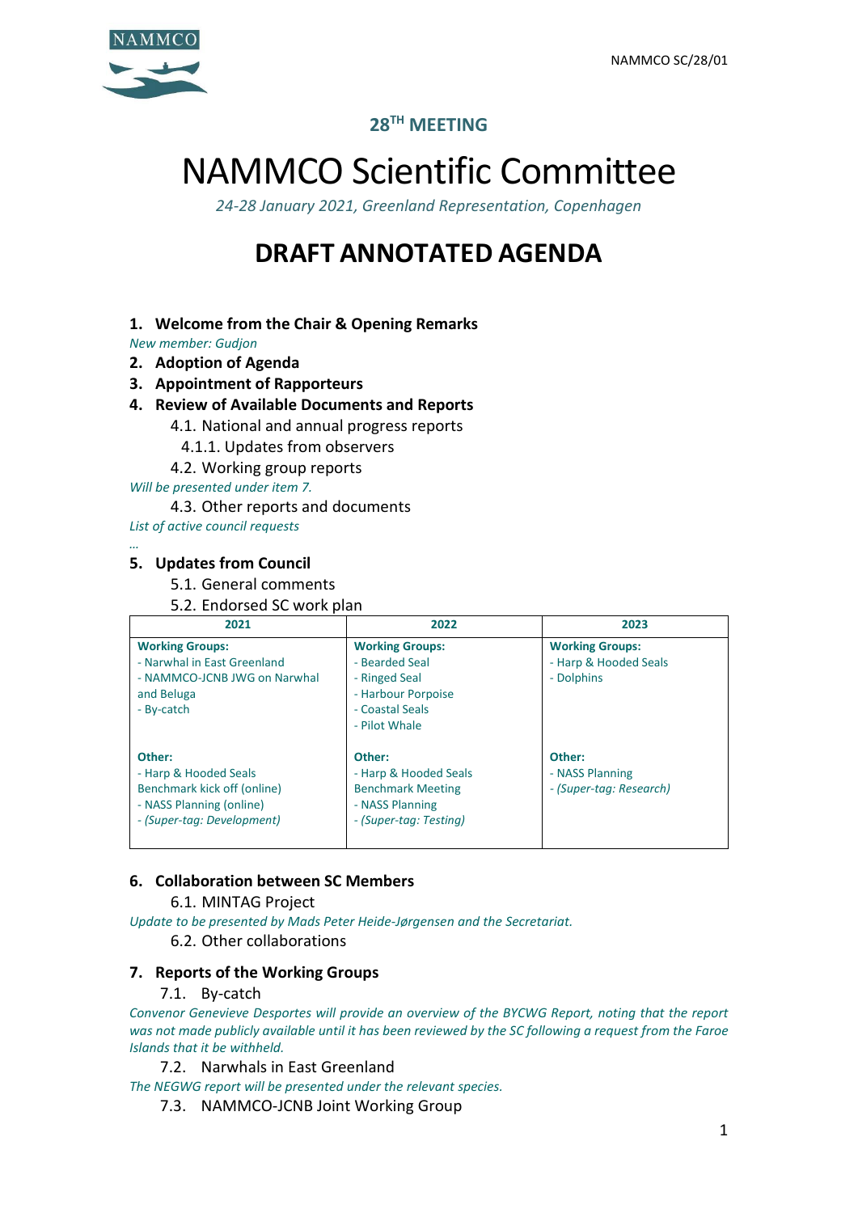**28TH MEETING**

# NAMMCO Scientific Committee

*24-28 January 2021, Greenland Representation, Copenhagen*

# DRAFT ANNOTATED AGENDA

## 1. Welcome from the Chair & Opening Remarks

*New member: Gudjon*

## 2. Adoption of Agenda

## 3. Appointment of Rapporteurs

## 4. Review of Available Documents and Reports

4.1. National and annual progress reports

4.1.1. Updates from observers

4.2. Working group reports

*Will be presented under item 7.*

4.3. Other reports and documents

*List of active council requests*

*…*

## 5. Updates from Council

5.1. General comments

5.2. Endorsed SC work plan

| 2021 | 2022 | 2023 |
|---|---|---|
| **Working Groups:**<br>- Narwhal in East Greenland<br>- NAMMCO-JCNB JWG on Narwhal and Beluga<br>- By-catch | **Working Groups:**<br>- Bearded Seal<br>- Ringed Seal<br>- Harbour Porpoise<br>- Coastal Seals<br>- Pilot Whale | **Working Groups:**<br>- Harp & Hooded Seals<br>- Dolphins |
| **Other:**<br>- Harp & Hooded Seals Benchmark kick off (online)<br>- NASS Planning (online)<br>- *(Super-tag: Development)* | **Other:**<br>- Harp & Hooded Seals Benchmark Meeting<br>- NASS Planning<br>- *(Super-tag: Testing)* | **Other:**<br>- NASS Planning<br>- *(Super-tag: Research)* |

## 6. Collaboration between SC Members

6.1. MINTAG Project

*Update to be presented by Mads Peter Heide-Jørgensen and the Secretariat.*

6.2. Other collaborations

## 7. Reports of the Working Groups

7.1. By-catch

*Convenor Genevieve Desportes will provide an overview of the BYCWG Report, noting that the report was not made publicly available until it has been reviewed by the SC following a request from the Faroe Islands that it be withheld.*

7.2. Narwhals in East Greenland

*The NEGWG report will be presented under the relevant species.*

7.3. NAMMCO-JCNB Joint Working Group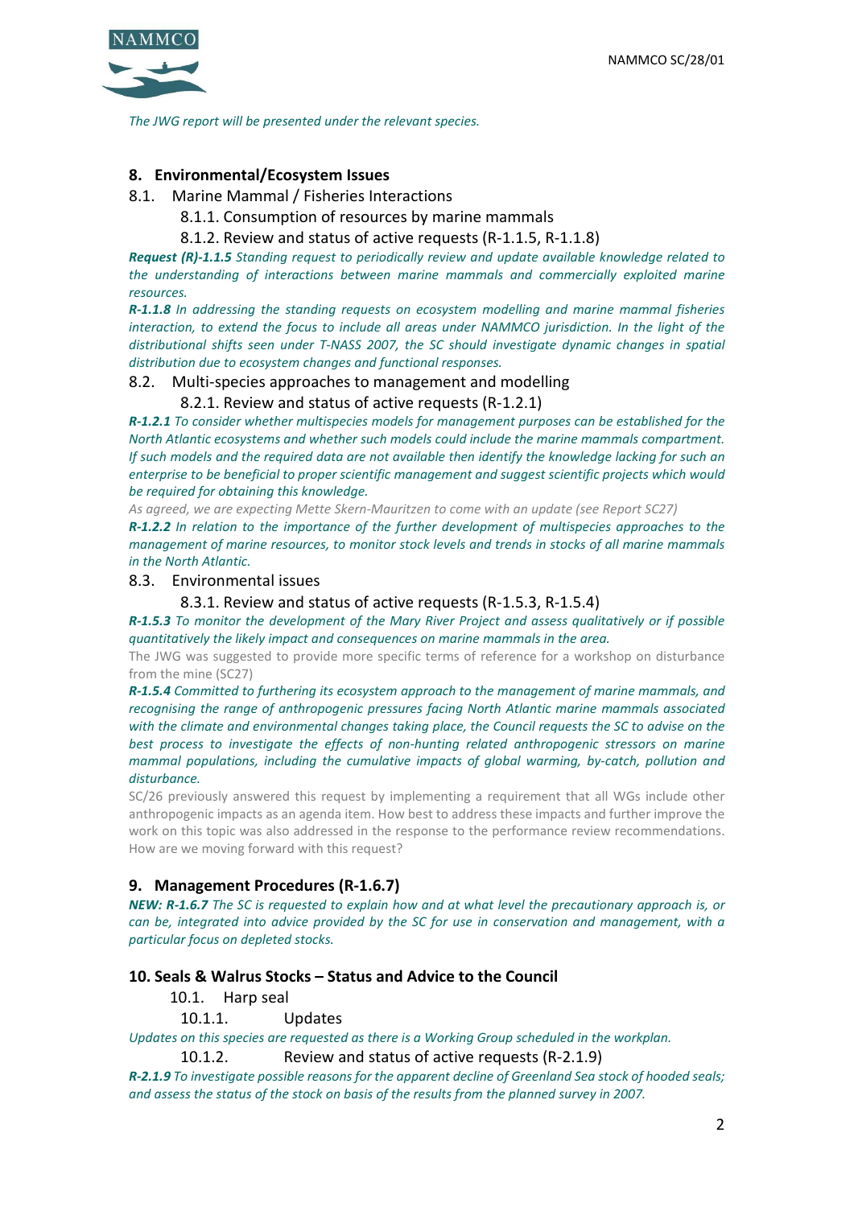*The JWG report will be presented under the relevant species.*

## 8. Environmental/Ecosystem Issues

### 8.1. Marine Mammal / Fisheries Interactions

#### 8.1.1. Consumption of resources by marine mammals

#### 8.1.2. Review and status of active requests (R-1.1.5, R-1.1.8)

***Request (R)-1.1.5*** *Standing request to periodically review and update available knowledge related to the understanding of interactions between marine mammals and commercially exploited marine resources.*

***R-1.1.8*** *In addressing the standing requests on ecosystem modelling and marine mammal fisheries interaction, to extend the focus to include all areas under NAMMCO jurisdiction. In the light of the distributional shifts seen under T-NASS 2007, the SC should investigate dynamic changes in spatial distribution due to ecosystem changes and functional responses.*

### 8.2. Multi-species approaches to management and modelling

#### 8.2.1. Review and status of active requests (R-1.2.1)

***R-1.2.1*** *To consider whether multispecies models for management purposes can be established for the North Atlantic ecosystems and whether such models could include the marine mammals compartment. If such models and the required data are not available then identify the knowledge lacking for such an enterprise to be beneficial to proper scientific management and suggest scientific projects which would be required for obtaining this knowledge.*

*As agreed, we are expecting Mette Skern-Mauritzen to come with an update (see Report SC27)*

***R-1.2.2*** *In relation to the importance of the further development of multispecies approaches to the management of marine resources, to monitor stock levels and trends in stocks of all marine mammals in the North Atlantic.*

### 8.3. Environmental issues

#### 8.3.1. Review and status of active requests (R-1.5.3, R-1.5.4)

***R-1.5.3*** *To monitor the development of the Mary River Project and assess qualitatively or if possible quantitatively the likely impact and consequences on marine mammals in the area.*

The JWG was suggested to provide more specific terms of reference for a workshop on disturbance from the mine (SC27)

***R-1.5.4*** *Committed to furthering its ecosystem approach to the management of marine mammals, and recognising the range of anthropogenic pressures facing North Atlantic marine mammals associated with the climate and environmental changes taking place, the Council requests the SC to advise on the best process to investigate the effects of non-hunting related anthropogenic stressors on marine mammal populations, including the cumulative impacts of global warming, by-catch, pollution and disturbance.*

SC/26 previously answered this request by implementing a requirement that all WGs include other anthropogenic impacts as an agenda item. How best to address these impacts and further improve the work on this topic was also addressed in the response to the performance review recommendations. How are we moving forward with this request?

## 9. Management Procedures (R-1.6.7)

***NEW: R-1.6.7*** *The SC is requested to explain how and at what level the precautionary approach is, or can be, integrated into advice provided by the SC for use in conservation and management, with a particular focus on depleted stocks.*

## 10. Seals & Walrus Stocks – Status and Advice to the Council

### 10.1. Harp seal

#### 10.1.1. Updates

*Updates on this species are requested as there is a Working Group scheduled in the workplan.*

#### 10.1.2. Review and status of active requests (R-2.1.9)

***R-2.1.9*** *To investigate possible reasons for the apparent decline of Greenland Sea stock of hooded seals; and assess the status of the stock on basis of the results from the planned survey in 2007.*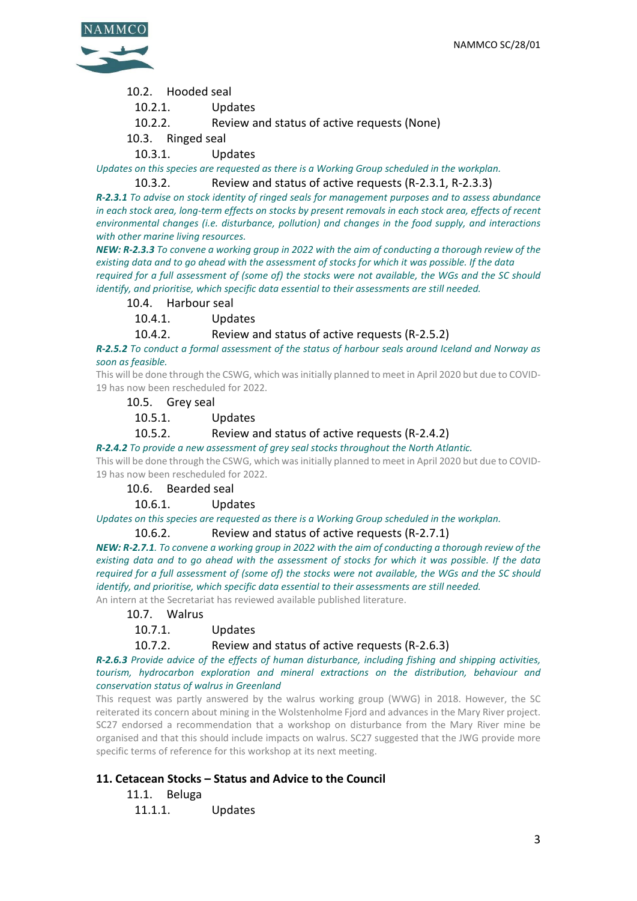10.2. Hooded seal

10.2.1. Updates

10.2.2. Review and status of active requests (None)

10.3. Ringed seal

10.3.1. Updates

*Updates on this species are requested as there is a Working Group scheduled in the workplan.*

10.3.2. Review and status of active requests (R-2.3.1, R-2.3.3)

***R-2.3.1*** *To advise on stock identity of ringed seals for management purposes and to assess abundance in each stock area, long-term effects on stocks by present removals in each stock area, effects of recent environmental changes (i.e. disturbance, pollution) and changes in the food supply, and interactions with other marine living resources.*

***NEW: R-2.3.3*** *To convene a working group in 2022 with the aim of conducting a thorough review of the existing data and to go ahead with the assessment of stocks for which it was possible. If the data required for a full assessment of (some of) the stocks were not available, the WGs and the SC should identify, and prioritise, which specific data essential to their assessments are still needed.*

10.4. Harbour seal

10.4.1. Updates

10.4.2. Review and status of active requests (R-2.5.2)

***R-2.5.2*** *To conduct a formal assessment of the status of harbour seals around Iceland and Norway as soon as feasible.*

This will be done through the CSWG, which was initially planned to meet in April 2020 but due to COVID-19 has now been rescheduled for 2022.

10.5. Grey seal

10.5.1. Updates

10.5.2. Review and status of active requests (R-2.4.2)

***R-2.4.2*** *To provide a new assessment of grey seal stocks throughout the North Atlantic.*

This will be done through the CSWG, which was initially planned to meet in April 2020 but due to COVID-19 has now been rescheduled for 2022.

10.6. Bearded seal

10.6.1. Updates

*Updates on this species are requested as there is a Working Group scheduled in the workplan.*

10.6.2. Review and status of active requests (R-2.7.1)

***NEW: R-2.7.1****. To convene a working group in 2022 with the aim of conducting a thorough review of the existing data and to go ahead with the assessment of stocks for which it was possible. If the data required for a full assessment of (some of) the stocks were not available, the WGs and the SC should identify, and prioritise, which specific data essential to their assessments are still needed.*

An intern at the Secretariat has reviewed available published literature.

10.7. Walrus

10.7.1. Updates

10.7.2. Review and status of active requests (R-2.6.3)

***R-2.6.3*** *Provide advice of the effects of human disturbance, including fishing and shipping activities, tourism, hydrocarbon exploration and mineral extractions on the distribution, behaviour and conservation status of walrus in Greenland*

This request was partly answered by the walrus working group (WWG) in 2018. However, the SC reiterated its concern about mining in the Wolstenholme Fjord and advances in the Mary River project. SC27 endorsed a recommendation that a workshop on disturbance from the Mary River mine be organised and that this should include impacts on walrus. SC27 suggested that the JWG provide more specific terms of reference for this workshop at its next meeting.

## 11. Cetacean Stocks – Status and Advice to the Council

11.1. Beluga

11.1.1. Updates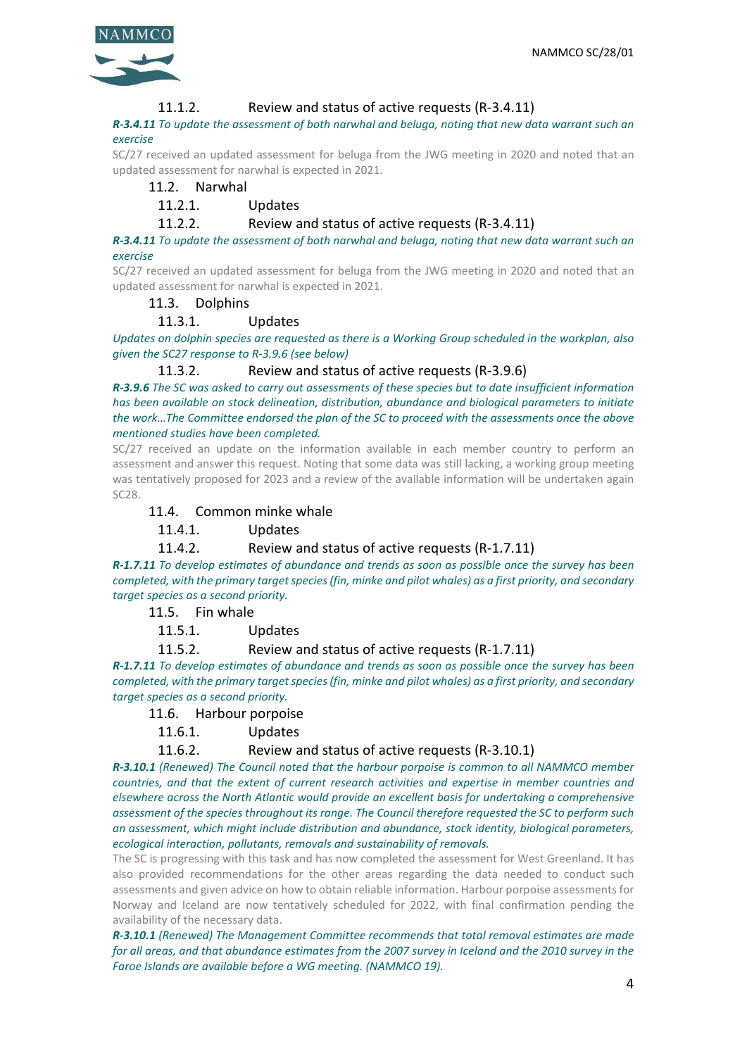#### 11.1.2. Review and status of active requests (R-3.4.11)

***R-3.4.11*** *To update the assessment of both narwhal and beluga, noting that new data warrant such an exercise*

SC/27 received an updated assessment for beluga from the JWG meeting in 2020 and noted that an updated assessment for narwhal is expected in 2021.

### 11.2. Narwhal

#### 11.2.1. Updates

#### 11.2.2. Review and status of active requests (R-3.4.11)

***R-3.4.11*** *To update the assessment of both narwhal and beluga, noting that new data warrant such an exercise*

SC/27 received an updated assessment for beluga from the JWG meeting in 2020 and noted that an updated assessment for narwhal is expected in 2021.

### 11.3. Dolphins

#### 11.3.1. Updates

*Updates on dolphin species are requested as there is a Working Group scheduled in the workplan, also given the SC27 response to R-3.9.6 (see below)*

#### 11.3.2. Review and status of active requests (R-3.9.6)

***R-3.9.6*** *The SC was asked to carry out assessments of these species but to date insufficient information has been available on stock delineation, distribution, abundance and biological parameters to initiate the work…The Committee endorsed the plan of the SC to proceed with the assessments once the above mentioned studies have been completed.*

SC/27 received an update on the information available in each member country to perform an assessment and answer this request. Noting that some data was still lacking, a working group meeting was tentatively proposed for 2023 and a review of the available information will be undertaken again SC28.

### 11.4. Common minke whale

#### 11.4.1. Updates

#### 11.4.2. Review and status of active requests (R-1.7.11)

***R-1.7.11*** *To develop estimates of abundance and trends as soon as possible once the survey has been completed, with the primary target species (fin, minke and pilot whales) as a first priority, and secondary target species as a second priority.*

### 11.5. Fin whale

#### 11.5.1. Updates

#### 11.5.2. Review and status of active requests (R-1.7.11)

***R-1.7.11*** *To develop estimates of abundance and trends as soon as possible once the survey has been completed, with the primary target species (fin, minke and pilot whales) as a first priority, and secondary target species as a second priority.*

### 11.6. Harbour porpoise

#### 11.6.1. Updates

#### 11.6.2. Review and status of active requests (R-3.10.1)

***R-3.10.1*** *(Renewed) The Council noted that the harbour porpoise is common to all NAMMCO member countries, and that the extent of current research activities and expertise in member countries and elsewhere across the North Atlantic would provide an excellent basis for undertaking a comprehensive assessment of the species throughout its range. The Council therefore requested the SC to perform such an assessment, which might include distribution and abundance, stock identity, biological parameters, ecological interaction, pollutants, removals and sustainability of removals.*

The SC is progressing with this task and has now completed the assessment for West Greenland. It has also provided recommendations for the other areas regarding the data needed to conduct such assessments and given advice on how to obtain reliable information. Harbour porpoise assessments for Norway and Iceland are now tentatively scheduled for 2022, with final confirmation pending the availability of the necessary data.

***R-3.10.1*** *(Renewed) The Management Committee recommends that total removal estimates are made for all areas, and that abundance estimates from the 2007 survey in Iceland and the 2010 survey in the Faroe Islands are available before a WG meeting. (NAMMCO 19).*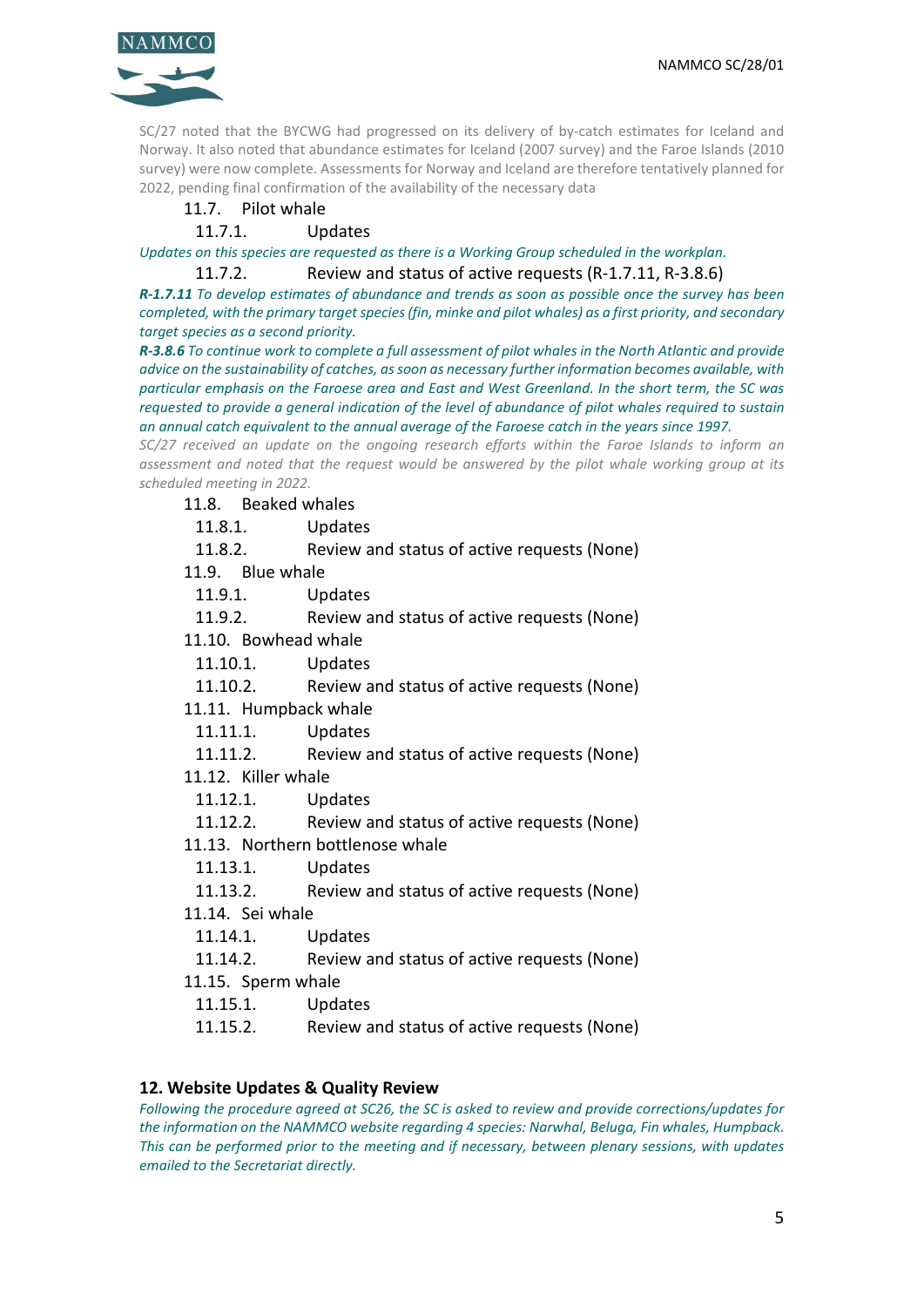SC/27 noted that the BYCWG had progressed on its delivery of by-catch estimates for Iceland and Norway. It also noted that abundance estimates for Iceland (2007 survey) and the Faroe Islands (2010 survey) were now complete. Assessments for Norway and Iceland are therefore tentatively planned for 2022, pending final confirmation of the availability of the necessary data

### 11.7. Pilot whale

#### 11.7.1. Updates

*Updates on this species are requested as there is a Working Group scheduled in the workplan.*

#### 11.7.2. Review and status of active requests (R-1.7.11, R-3.8.6)

***R-1.7.11*** *To develop estimates of abundance and trends as soon as possible once the survey has been completed, with the primary target species (fin, minke and pilot whales) as a first priority, and secondary target species as a second priority.*

***R-3.8.6*** *To continue work to complete a full assessment of pilot whales in the North Atlantic and provide advice on the sustainability of catches, as soon as necessary further information becomes available, with particular emphasis on the Faroese area and East and West Greenland. In the short term, the SC was requested to provide a general indication of the level of abundance of pilot whales required to sustain an annual catch equivalent to the annual average of the Faroese catch in the years since 1997.*

*SC/27 received an update on the ongoing research efforts within the Faroe Islands to inform an assessment and noted that the request would be answered by the pilot whale working group at its scheduled meeting in 2022.*

### 11.8. Beaked whales

#### 11.8.1. Updates

#### 11.8.2. Review and status of active requests (None)

### 11.9. Blue whale

#### 11.9.1. Updates

#### 11.9.2. Review and status of active requests (None)

### 11.10. Bowhead whale

#### 11.10.1. Updates

#### 11.10.2. Review and status of active requests (None)

### 11.11. Humpback whale

#### 11.11.1. Updates

#### 11.11.2. Review and status of active requests (None)

### 11.12. Killer whale

#### 11.12.1. Updates

#### 11.12.2. Review and status of active requests (None)

### 11.13. Northern bottlenose whale

#### 11.13.1. Updates

#### 11.13.2. Review and status of active requests (None)

### 11.14. Sei whale

#### 11.14.1. Updates

#### 11.14.2. Review and status of active requests (None)

### 11.15. Sperm whale

#### 11.15.1. Updates

#### 11.15.2. Review and status of active requests (None)

## 12. Website Updates & Quality Review

*Following the procedure agreed at SC26, the SC is asked to review and provide corrections/updates for the information on the NAMMCO website regarding 4 species: Narwhal, Beluga, Fin whales, Humpback. This can be performed prior to the meeting and if necessary, between plenary sessions, with updates emailed to the Secretariat directly.*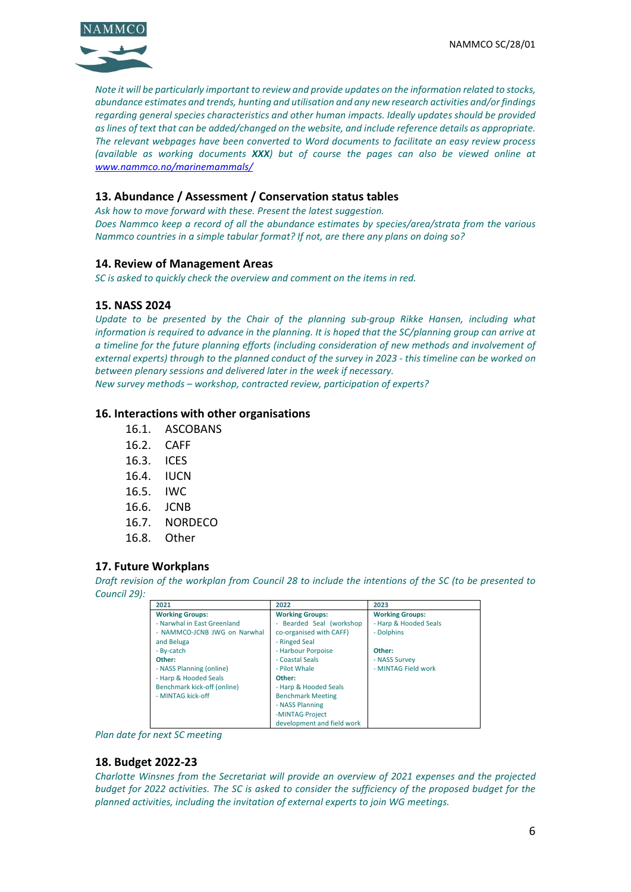*Note it will be particularly important to review and provide updates on the information related to stocks, abundance estimates and trends, hunting and utilisation and any new research activities and/or findings regarding general species characteristics and other human impacts. Ideally updates should be provided as lines of text that can be added/changed on the website, and include reference details as appropriate. The relevant webpages have been converted to Word documents to facilitate an easy review process (available as working documents* ***XXX****) but of course the pages can also be viewed online at [www.nammco.no/marinemammals/](www.nammco.no/marinemammals/)*

## 13. Abundance / Assessment / Conservation status tables

*Ask how to move forward with these. Present the latest suggestion.*
*Does Nammco keep a record of all the abundance estimates by species/area/strata from the various Nammco countries in a simple tabular format? If not, are there any plans on doing so?*

## 14. Review of Management Areas

*SC is asked to quickly check the overview and comment on the items in red.*

## 15. NASS 2024

*Update to be presented by the Chair of the planning sub-group Rikke Hansen, including what information is required to advance in the planning. It is hoped that the SC/planning group can arrive at a timeline for the future planning efforts (including consideration of new methods and involvement of external experts) through to the planned conduct of the survey in 2023 - this timeline can be worked on between plenary sessions and delivered later in the week if necessary.*
*New survey methods – workshop, contracted review, participation of experts?*

## 16. Interactions with other organisations

- 16.1. ASCOBANS
- 16.2. CAFF
- 16.3. ICES
- 16.4. IUCN
- 16.5. IWC
- 16.6. JCNB
- 16.7. NORDECO
- 16.8. Other

## 17. Future Workplans

*Draft revision of the workplan from Council 28 to include the intentions of the SC (to be presented to Council 29):*

| 2021 | 2022 | 2023 |
|---|---|---|
| **Working Groups:**<br>- Narwhal in East Greenland<br>- NAMMCO-JCNB JWG on Narwhal and Beluga<br>- By-catch<br>**Other:**<br>- NASS Planning (online)<br>- Harp & Hooded Seals Benchmark kick-off (online)<br>- MINTAG kick-off | **Working Groups:**<br>- Bearded Seal (workshop co-organised with CAFF)<br>- Ringed Seal<br>- Harbour Porpoise<br>- Coastal Seals<br>- Pilot Whale<br>**Other:**<br>- Harp & Hooded Seals Benchmark Meeting<br>- NASS Planning<br>-MINTAG Project development and field work | **Working Groups:**<br>- Harp & Hooded Seals<br>- Dolphins<br><br>**Other:**<br>- NASS Survey<br>- MINTAG Field work |

*Plan date for next SC meeting*

## 18. Budget 2022-23

*Charlotte Winsnes from the Secretariat will provide an overview of 2021 expenses and the projected budget for 2022 activities. The SC is asked to consider the sufficiency of the proposed budget for the planned activities, including the invitation of external experts to join WG meetings.*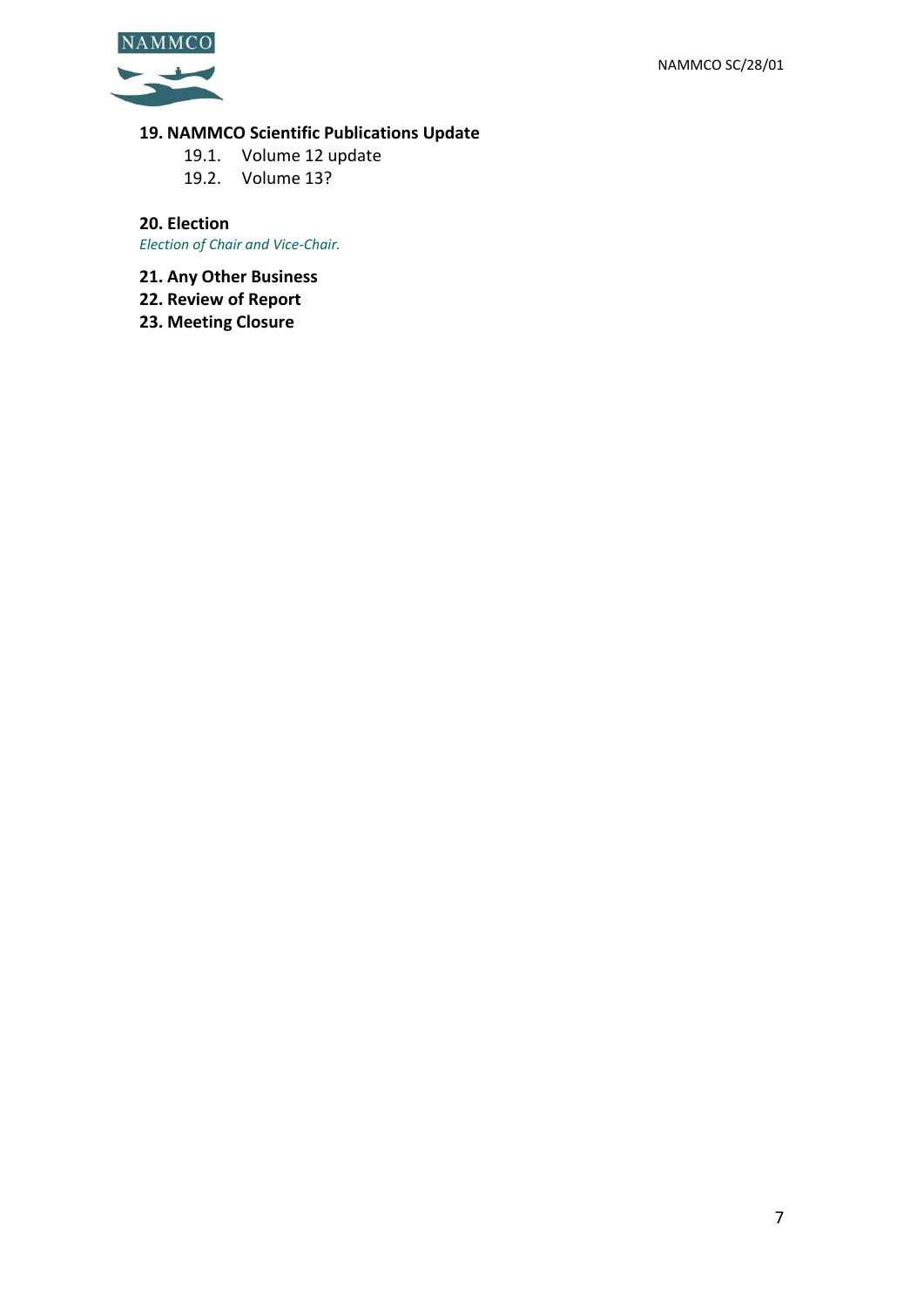**19. NAMMCO Scientific Publications Update**

19.1. Volume 12 update

19.2. Volume 13?

**20. Election**

*Election of Chair and Vice-Chair.*

**21. Any Other Business**

**22. Review of Report**

**23. Meeting Closure**